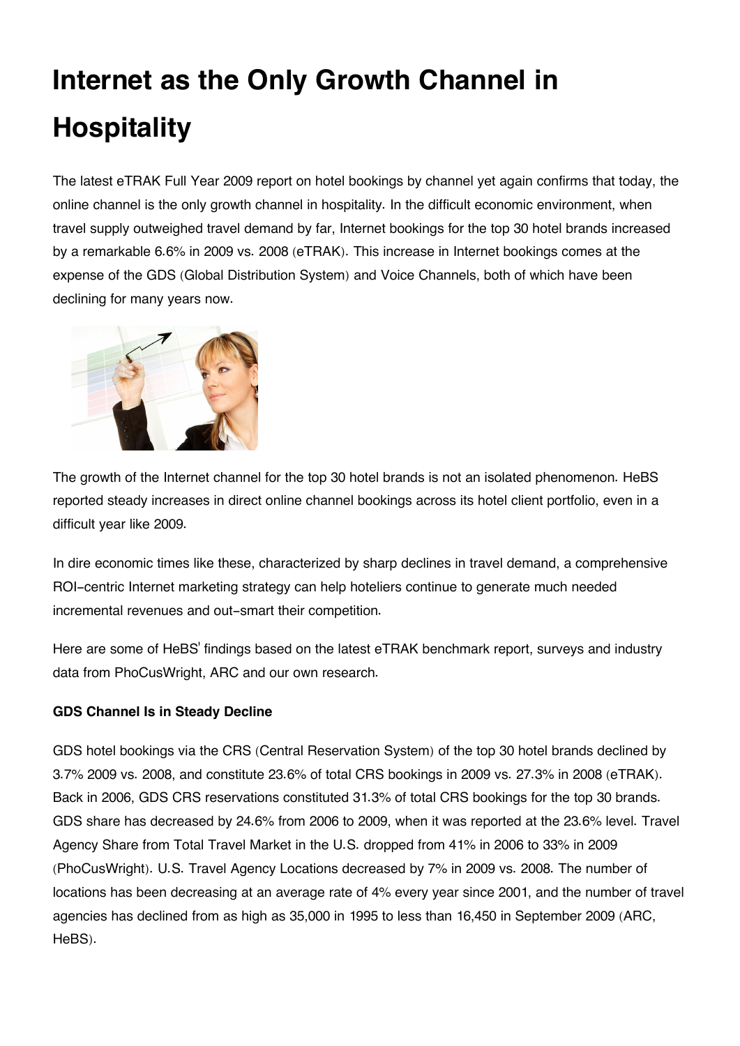# Internet as the Only Growth Channel in Hospitality

The latest eTRAK Full Year 2009 report on hotel bookings by channel yet again confirms that today, the online channel is the only growth channel in hospitality. In the difficult economic environment, when travel supply outweighed travel demand by far, Internet bookings for the top 30 hotel brands increased by a remarkable 6.6% in 2009 vs. 2008 (eTRAK). This increase in Internet bookings comes at the expense of the GDS (Global Distribution System) and Voice Channels, both of which have been declining for many years now.

The growth of the Internet channel for the top 30 hotel brands is not an isolated phenomenon. HeBS reported steady increases in direct online channel bookings across its hotel client portfolio, even in a difficult year like 2009.

In dire economic times like these, characterized by sharp declines in travel demand, a comprehensive ROI-centric Internet marketing strategy can help hoteliers continue to generate much needed incremental revenues and out-smart their competition.

Here are some of HeBS' findings based on the latest eTRAK benchmark report, surveys and industry data from PhoCusWright, ARC and our own research.

**GDS Channel Is in Steady Decline**

GDS hotel bookings via the CRS (Central Reservation System) of the top 30 hotel brands declined by 3.7% 2009 vs. 2008, and constitute 23.6% of total CRS bookings in 2009 vs. 27.3% in 2008 (eTRAK). Back in 2006, GDS CRS reservations constituted 31.3% of total CRS bookings for the top 30 brands. GDS share has decreased by 24.6% from 2006 to 2009, when it was reported at the 23.6% level. Travel Agency Share from Total Travel Market in the U.S. dropped from 41% in 2006 to 33% in 2009 (PhoCusWright). U.S. Travel Agency Locations decreased by 7% in 2009 vs. 2008. The number of locations has been decreasing at an average rate of 4% every year since 2001, and the number of travel agencies has declined from as high as 35,000 in 1995 to less than 16,450 in September 2009 (ARC, HeBS).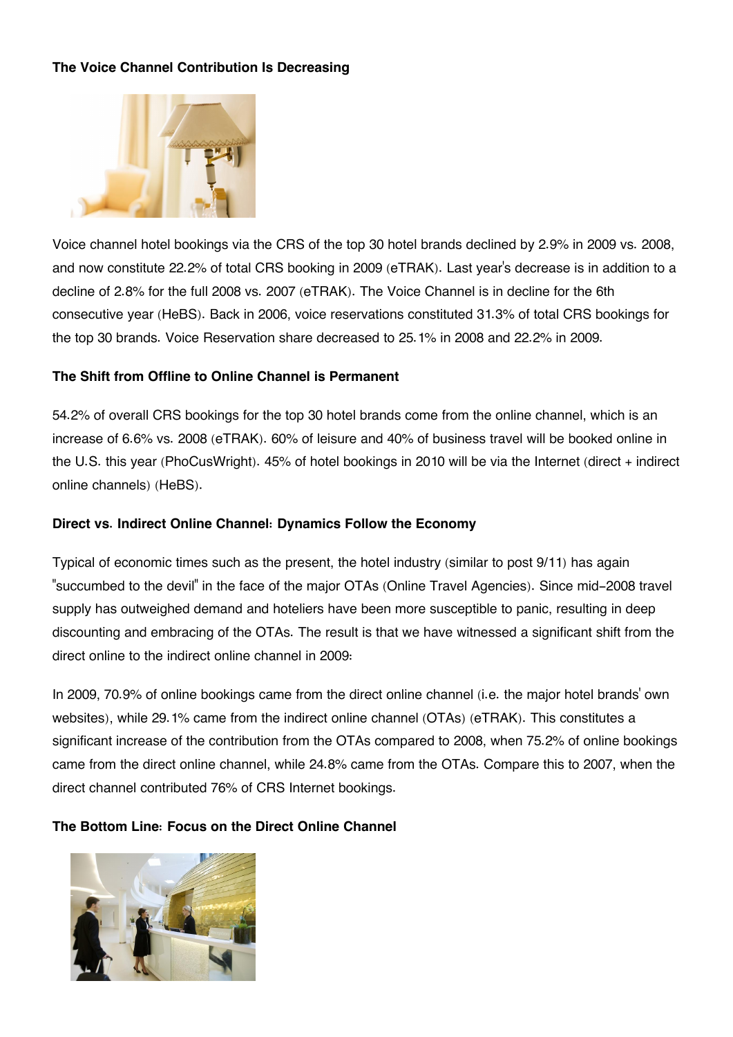**The Voice Channel Contribution Is Decreasing**

Voice channel hotel bookings via the CRS of the top 30 hotel brands declined by 2.9% in 2009 vs. 2008, and now constitute 22.2% of total CRS booking in 2009 (eTRAK). Last year's decrease is in addition to a decline of 2.8% for the full 2008 vs. 2007 (eTRAK). The Voice Channel is in decline for the 6th consecutive year (HeBS). Back in 2006, voice reservations constituted 31.3% of total CRS bookings for the top 30 brands. Voice Reservation share decreased to 25.1% in 2008 and 22.2% in 2009.

**The Shift from Offline to Online Channel is Permanent**

54.2% of overall CRS bookings for the top 30 hotel brands come from the online channel, which is an increase of 6.6% vs. 2008 (eTRAK). 60% of leisure and 40% of business travel will be booked online in the U.S. this year (PhoCusWright). 45% of hotel bookings in 2010 will be via the Internet (direct + indirect online channels) (HeBS).

**Direct vs. Indirect Online Channel: Dynamics Follow the Economy**

Typical of economic times such as the present, the hotel industry (similar to post 9/11) has again "succumbed to the devil" in the face of the major OTAs (Online Travel Agencies). Since mid-2008 travel supply has outweighed demand and hoteliers have been more susceptible to panic, resulting in deep discounting and embracing of the OTAs. The result is that we have witnessed a significant shift from the direct online to the indirect online channel in 2009:

In 2009, 70.9% of online bookings came from the direct online channel (i.e. the major hotel brands' own websites), while 29.1% came from the indirect online channel (OTAs) (eTRAK). This constitutes a significant increase of the contribution from the OTAs compared to 2008, when 75.2% of online bookings came from the direct online channel, while 24.8% came from the OTAs. Compare this to 2007, when the direct channel contributed 76% of CRS Internet bookings.

**The Bottom Line: Focus on the Direct Online Channel**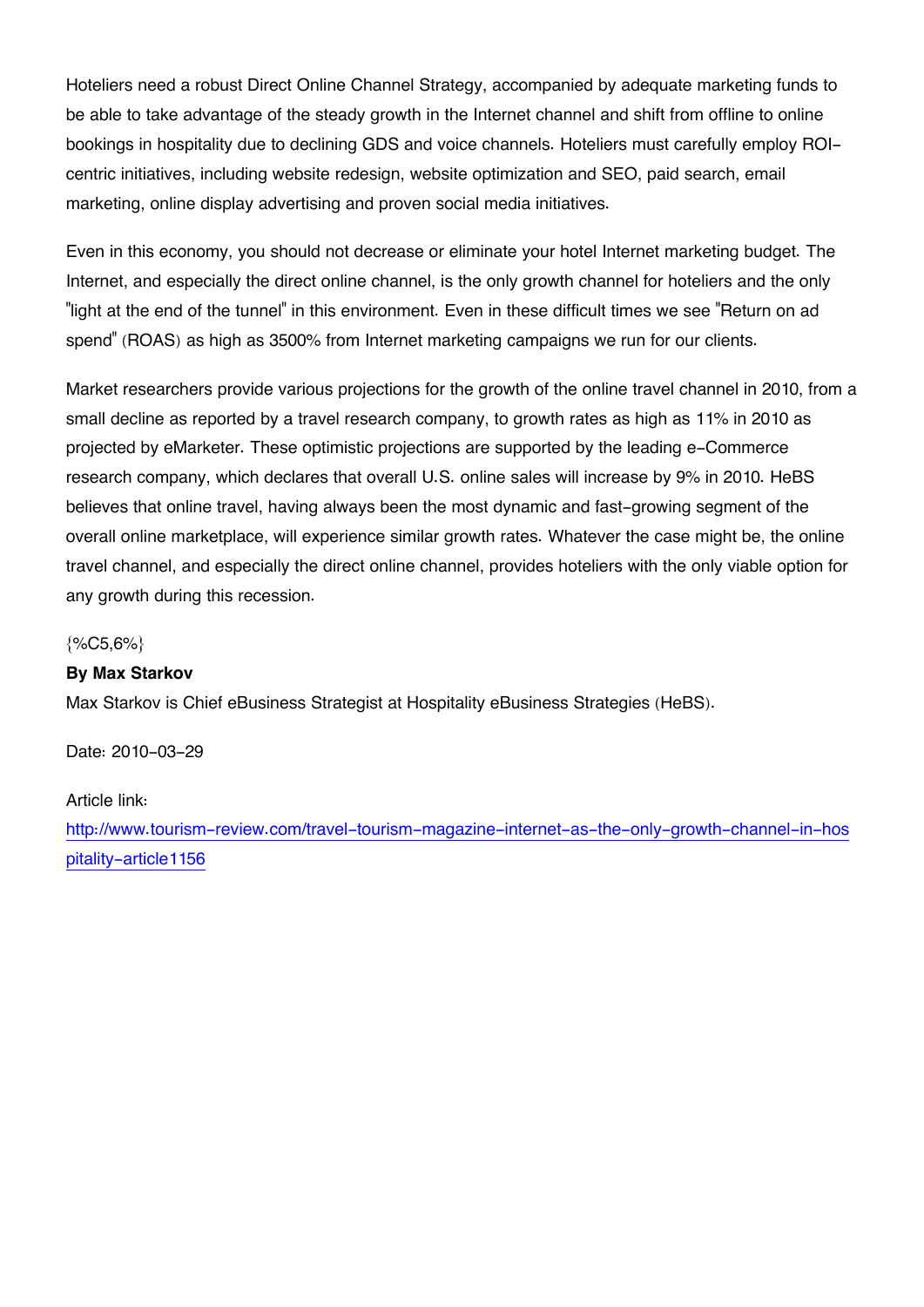Hoteliers need a robust Direct Online Channel Strategy, accompanied by adequate marketing funds to be able to take advantage of the steady growth in the Internet channel and shift from offline to online bookings in hospitality due to declining GDS and voice channels. Hoteliers must carefully employ ROI-centric initiatives, including website redesign, website optimization and SEO, paid search, email marketing, online display advertising and proven social media initiatives.

Even in this economy, you should not decrease or eliminate your hotel Internet marketing budget. The Internet, and especially the direct online channel, is the only growth channel for hoteliers and the only "light at the end of the tunnel" in this environment. Even in these difficult times we see "Return on ad spend" (ROAS) as high as 3500% from Internet marketing campaigns we run for our clients.

Market researchers provide various projections for the growth of the online travel channel in 2010, from a small decline as reported by a travel research company, to growth rates as high as 11% in 2010 as projected by eMarketer. These optimistic projections are supported by the leading e-Commerce research company, which declares that overall U.S. online sales will increase by 9% in 2010. HeBS believes that online travel, having always been the most dynamic and fast-growing segment of the overall online marketplace, will experience similar growth rates. Whatever the case might be, the online travel channel, and especially the direct online channel, provides hoteliers with the only viable option for any growth during this recession.

{%C5,6%}

**By Max Starkov**

Max Starkov is Chief eBusiness Strategist at Hospitality eBusiness Strategies (HeBS).

Date: 2010-03-29

Article link:
http://www.tourism-review.com/travel-tourism-magazine-internet-as-the-only-growth-channel-in-hospitality-article1156